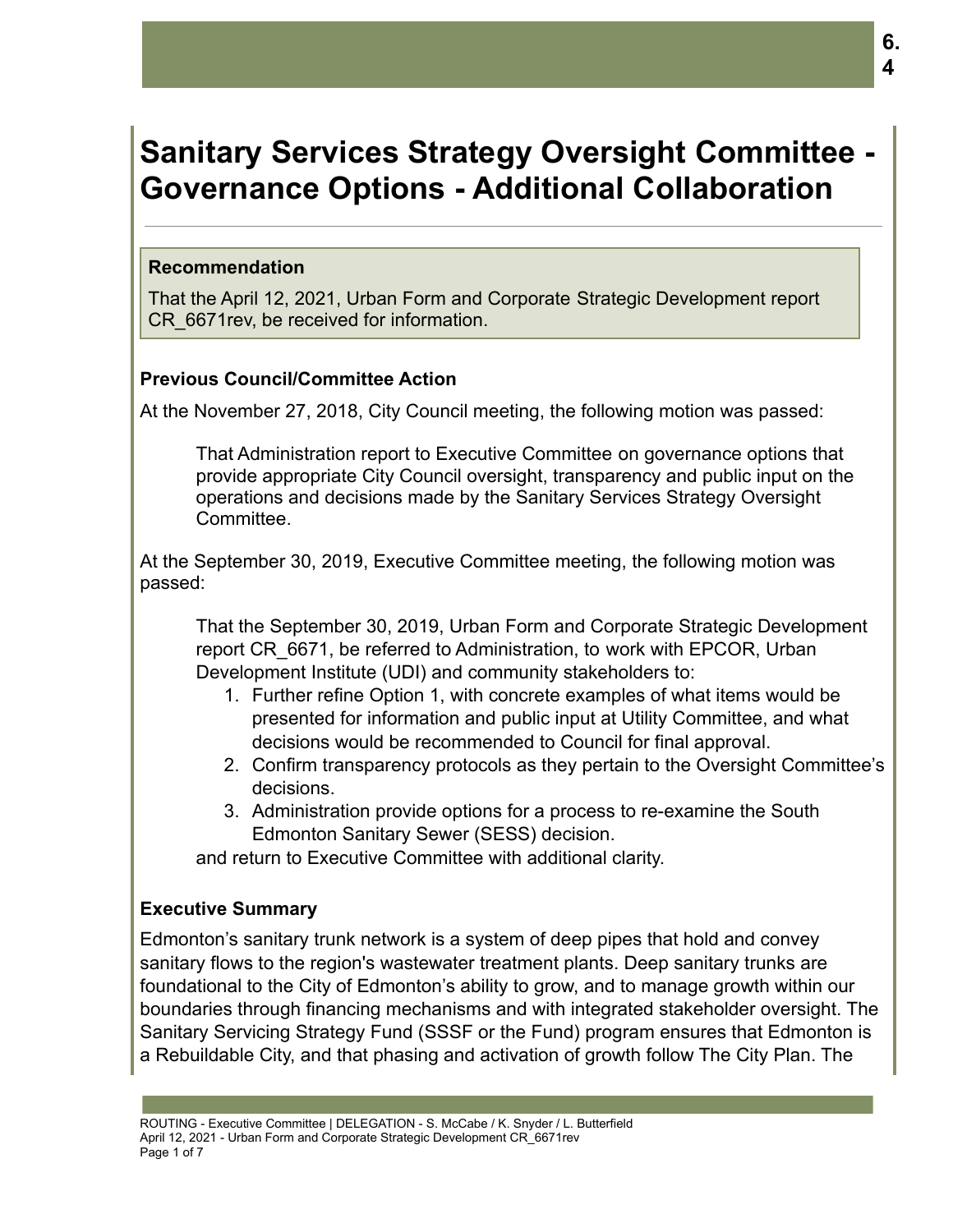# Sanitary Services Strategy Oversight Committee - Governance Options - Additional Collaboration

**Recommendation**

That the April 12, 2021, Urban Form and Corporate Strategic Development report CR_6671rev, be received for information.

**Previous Council/Committee Action**

At the November 27, 2018, City Council meeting, the following motion was passed:

> That Administration report to Executive Committee on governance options that provide appropriate City Council oversight, transparency and public input on the operations and decisions made by the Sanitary Services Strategy Oversight Committee.

At the September 30, 2019, Executive Committee meeting, the following motion was passed:

> That the September 30, 2019, Urban Form and Corporate Strategic Development report CR_6671, be referred to Administration, to work with EPCOR, Urban Development Institute (UDI) and community stakeholders to:
>
> 1. Further refine Option 1, with concrete examples of what items would be presented for information and public input at Utility Committee, and what decisions would be recommended to Council for final approval.
> 2. Confirm transparency protocols as they pertain to the Oversight Committee's decisions.
> 3. Administration provide options for a process to re-examine the South Edmonton Sanitary Sewer (SESS) decision.
>
> and return to Executive Committee with additional clarity.

**Executive Summary**

Edmonton's sanitary trunk network is a system of deep pipes that hold and convey sanitary flows to the region's wastewater treatment plants. Deep sanitary trunks are foundational to the City of Edmonton's ability to grow, and to manage growth within our boundaries through financing mechanisms and with integrated stakeholder oversight. The Sanitary Servicing Strategy Fund (SSSF or the Fund) program ensures that Edmonton is a Rebuildable City, and that phasing and activation of growth follow The City Plan. The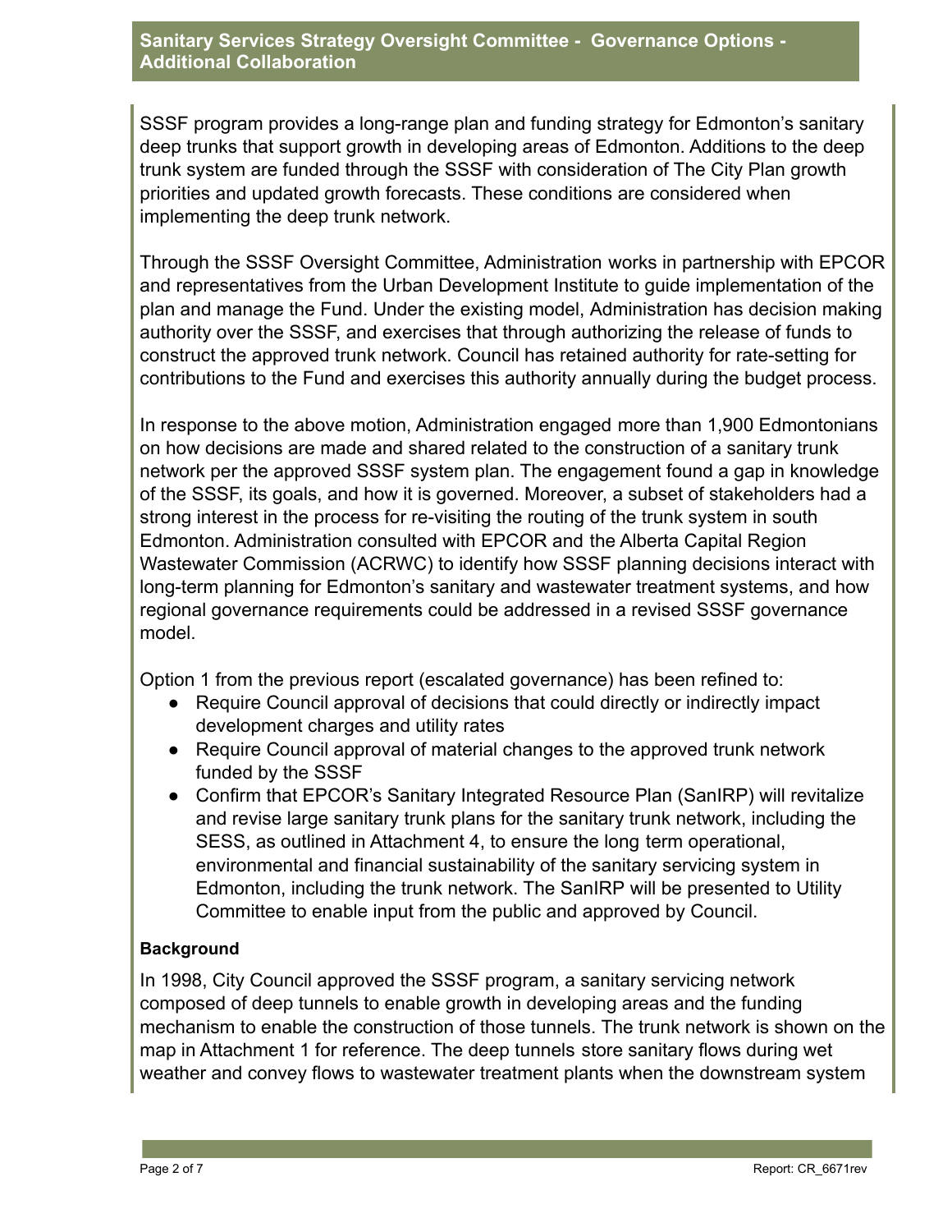SSSF program provides a long-range plan and funding strategy for Edmonton's sanitary deep trunks that support growth in developing areas of Edmonton. Additions to the deep trunk system are funded through the SSSF with consideration of The City Plan growth priorities and updated growth forecasts. These conditions are considered when implementing the deep trunk network.

Through the SSSF Oversight Committee, Administration works in partnership with EPCOR and representatives from the Urban Development Institute to guide implementation of the plan and manage the Fund. Under the existing model, Administration has decision making authority over the SSSF, and exercises that through authorizing the release of funds to construct the approved trunk network. Council has retained authority for rate-setting for contributions to the Fund and exercises this authority annually during the budget process.

In response to the above motion, Administration engaged more than 1,900 Edmontonians on how decisions are made and shared related to the construction of a sanitary trunk network per the approved SSSF system plan. The engagement found a gap in knowledge of the SSSF, its goals, and how it is governed. Moreover, a subset of stakeholders had a strong interest in the process for re-visiting the routing of the trunk system in south Edmonton. Administration consulted with EPCOR and the Alberta Capital Region Wastewater Commission (ACRWC) to identify how SSSF planning decisions interact with long-term planning for Edmonton's sanitary and wastewater treatment systems, and how regional governance requirements could be addressed in a revised SSSF governance model.

Option 1 from the previous report (escalated governance) has been refined to:

- Require Council approval of decisions that could directly or indirectly impact development charges and utility rates
- Require Council approval of material changes to the approved trunk network funded by the SSSF
- Confirm that EPCOR's Sanitary Integrated Resource Plan (SanIRP) will revitalize and revise large sanitary trunk plans for the sanitary trunk network, including the SESS, as outlined in Attachment 4, to ensure the long term operational, environmental and financial sustainability of the sanitary servicing system in Edmonton, including the trunk network. The SanIRP will be presented to Utility Committee to enable input from the public and approved by Council.

**Background**

In 1998, City Council approved the SSSF program, a sanitary servicing network composed of deep tunnels to enable growth in developing areas and the funding mechanism to enable the construction of those tunnels. The trunk network is shown on the map in Attachment 1 for reference. The deep tunnels store sanitary flows during wet weather and convey flows to wastewater treatment plants when the downstream system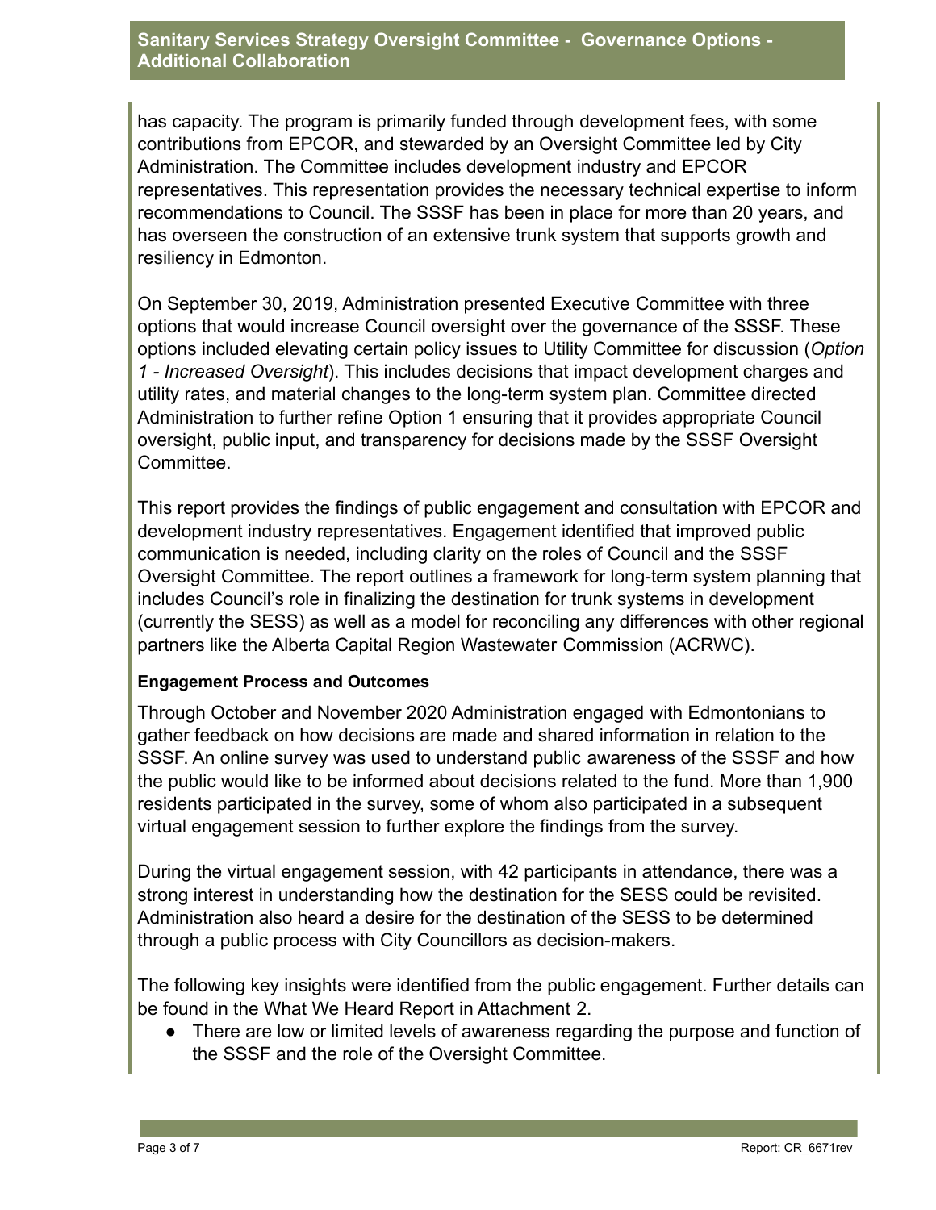has capacity. The program is primarily funded through development fees, with some contributions from EPCOR, and stewarded by an Oversight Committee led by City Administration. The Committee includes development industry and EPCOR representatives. This representation provides the necessary technical expertise to inform recommendations to Council. The SSSF has been in place for more than 20 years, and has overseen the construction of an extensive trunk system that supports growth and resiliency in Edmonton.

On September 30, 2019, Administration presented Executive Committee with three options that would increase Council oversight over the governance of the SSSF. These options included elevating certain policy issues to Utility Committee for discussion (*Option 1 - Increased Oversight*). This includes decisions that impact development charges and utility rates, and material changes to the long-term system plan. Committee directed Administration to further refine Option 1 ensuring that it provides appropriate Council oversight, public input, and transparency for decisions made by the SSSF Oversight Committee.

This report provides the findings of public engagement and consultation with EPCOR and development industry representatives. Engagement identified that improved public communication is needed, including clarity on the roles of Council and the SSSF Oversight Committee. The report outlines a framework for long-term system planning that includes Council's role in finalizing the destination for trunk systems in development (currently the SESS) as well as a model for reconciling any differences with other regional partners like the Alberta Capital Region Wastewater Commission (ACRWC).

**Engagement Process and Outcomes**

Through October and November 2020 Administration engaged with Edmontonians to gather feedback on how decisions are made and shared information in relation to the SSSF. An online survey was used to understand public awareness of the SSSF and how the public would like to be informed about decisions related to the fund. More than 1,900 residents participated in the survey, some of whom also participated in a subsequent virtual engagement session to further explore the findings from the survey.

During the virtual engagement session, with 42 participants in attendance, there was a strong interest in understanding how the destination for the SESS could be revisited. Administration also heard a desire for the destination of the SESS to be determined through a public process with City Councillors as decision-makers.

The following key insights were identified from the public engagement. Further details can be found in the What We Heard Report in Attachment 2.

- There are low or limited levels of awareness regarding the purpose and function of the SSSF and the role of the Oversight Committee.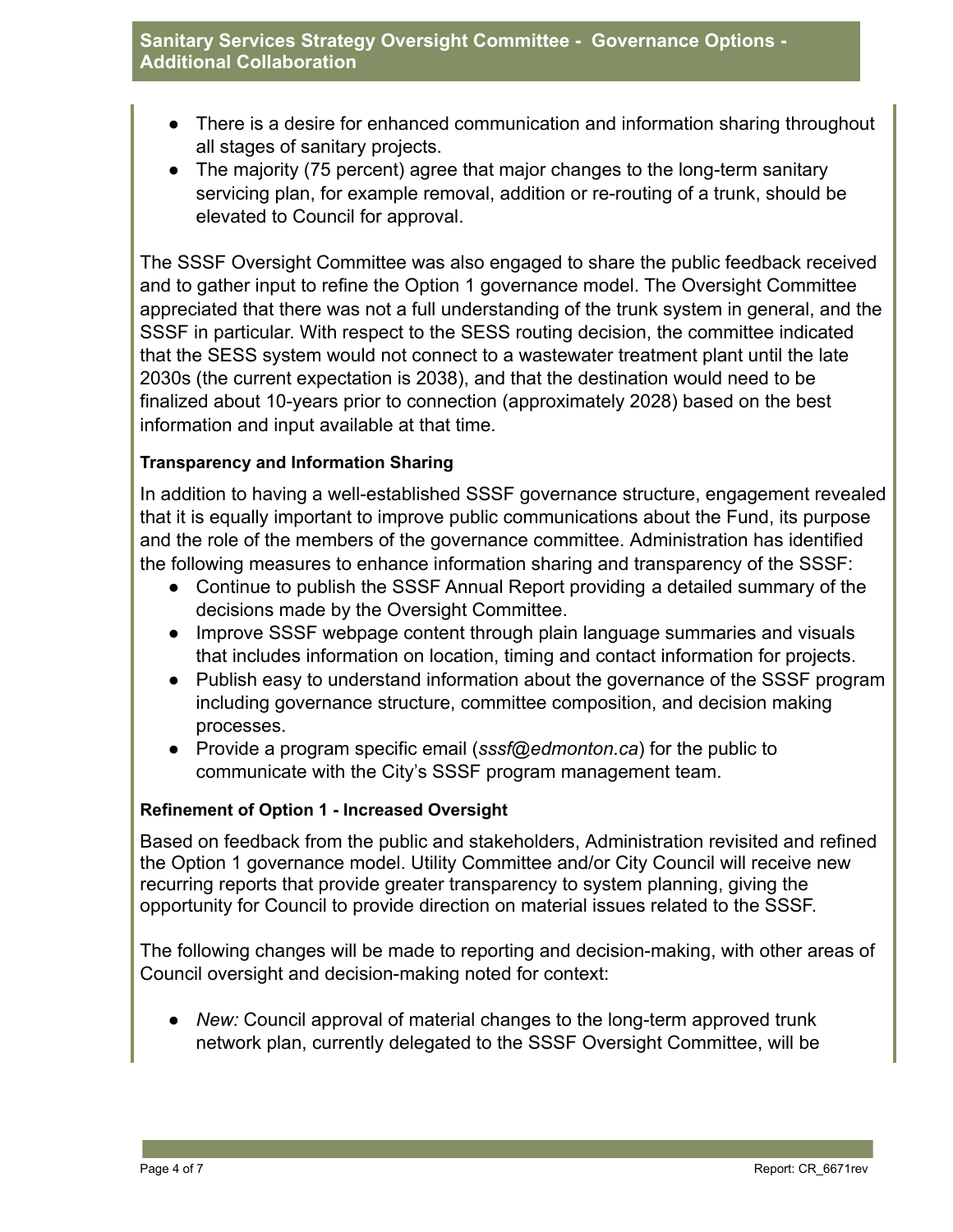- There is a desire for enhanced communication and information sharing throughout all stages of sanitary projects.
- The majority (75 percent) agree that major changes to the long-term sanitary servicing plan, for example removal, addition or re-routing of a trunk, should be elevated to Council for approval.

The SSSF Oversight Committee was also engaged to share the public feedback received and to gather input to refine the Option 1 governance model. The Oversight Committee appreciated that there was not a full understanding of the trunk system in general, and the SSSF in particular. With respect to the SESS routing decision, the committee indicated that the SESS system would not connect to a wastewater treatment plant until the late 2030s (the current expectation is 2038), and that the destination would need to be finalized about 10-years prior to connection (approximately 2028) based on the best information and input available at that time.

**Transparency and Information Sharing**

In addition to having a well-established SSSF governance structure, engagement revealed that it is equally important to improve public communications about the Fund, its purpose and the role of the members of the governance committee. Administration has identified the following measures to enhance information sharing and transparency of the SSSF:

- Continue to publish the SSSF Annual Report providing a detailed summary of the decisions made by the Oversight Committee.
- Improve SSSF webpage content through plain language summaries and visuals that includes information on location, timing and contact information for projects.
- Publish easy to understand information about the governance of the SSSF program including governance structure, committee composition, and decision making processes.
- Provide a program specific email (*sssf@edmonton.ca*) for the public to communicate with the City's SSSF program management team.

**Refinement of Option 1 - Increased Oversight**

Based on feedback from the public and stakeholders, Administration revisited and refined the Option 1 governance model. Utility Committee and/or City Council will receive new recurring reports that provide greater transparency to system planning, giving the opportunity for Council to provide direction on material issues related to the SSSF.

The following changes will be made to reporting and decision-making, with other areas of Council oversight and decision-making noted for context:

- *New:* Council approval of material changes to the long-term approved trunk network plan, currently delegated to the SSSF Oversight Committee, will be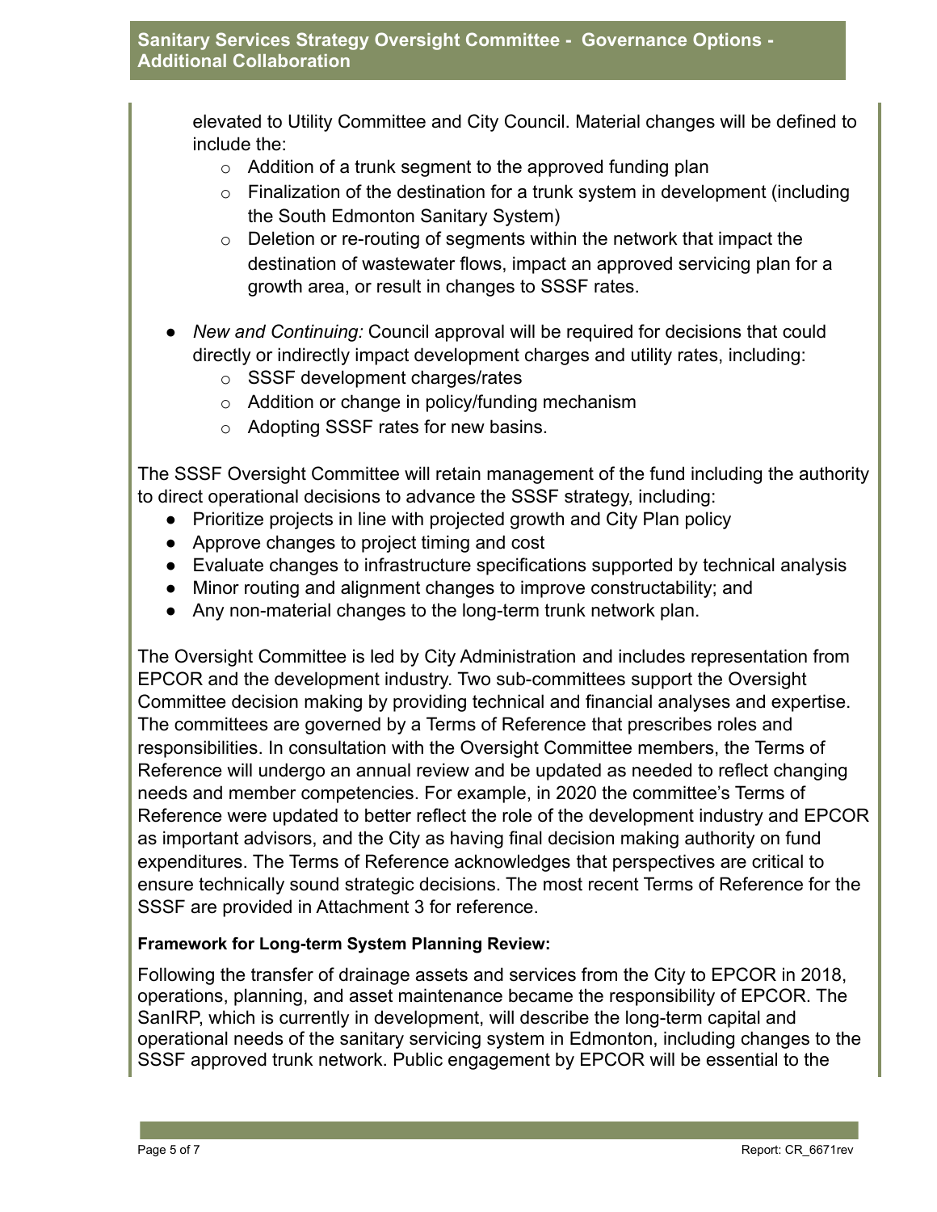elevated to Utility Committee and City Council. Material changes will be defined to include the:

- Addition of a trunk segment to the approved funding plan
- Finalization of the destination for a trunk system in development (including the South Edmonton Sanitary System)
- Deletion or re-routing of segments within the network that impact the destination of wastewater flows, impact an approved servicing plan for a growth area, or result in changes to SSSF rates.

- *New and Continuing:* Council approval will be required for decisions that could directly or indirectly impact development charges and utility rates, including:
  - SSSF development charges/rates
  - Addition or change in policy/funding mechanism
  - Adopting SSSF rates for new basins.

The SSSF Oversight Committee will retain management of the fund including the authority to direct operational decisions to advance the SSSF strategy, including:

- Prioritize projects in line with projected growth and City Plan policy
- Approve changes to project timing and cost
- Evaluate changes to infrastructure specifications supported by technical analysis
- Minor routing and alignment changes to improve constructability; and
- Any non-material changes to the long-term trunk network plan.

The Oversight Committee is led by City Administration and includes representation from EPCOR and the development industry. Two sub-committees support the Oversight Committee decision making by providing technical and financial analyses and expertise. The committees are governed by a Terms of Reference that prescribes roles and responsibilities. In consultation with the Oversight Committee members, the Terms of Reference will undergo an annual review and be updated as needed to reflect changing needs and member competencies. For example, in 2020 the committee's Terms of Reference were updated to better reflect the role of the development industry and EPCOR as important advisors, and the City as having final decision making authority on fund expenditures. The Terms of Reference acknowledges that perspectives are critical to ensure technically sound strategic decisions. The most recent Terms of Reference for the SSSF are provided in Attachment 3 for reference.

**Framework for Long-term System Planning Review:**

Following the transfer of drainage assets and services from the City to EPCOR in 2018, operations, planning, and asset maintenance became the responsibility of EPCOR. The SanIRP, which is currently in development, will describe the long-term capital and operational needs of the sanitary servicing system in Edmonton, including changes to the SSSF approved trunk network. Public engagement by EPCOR will be essential to the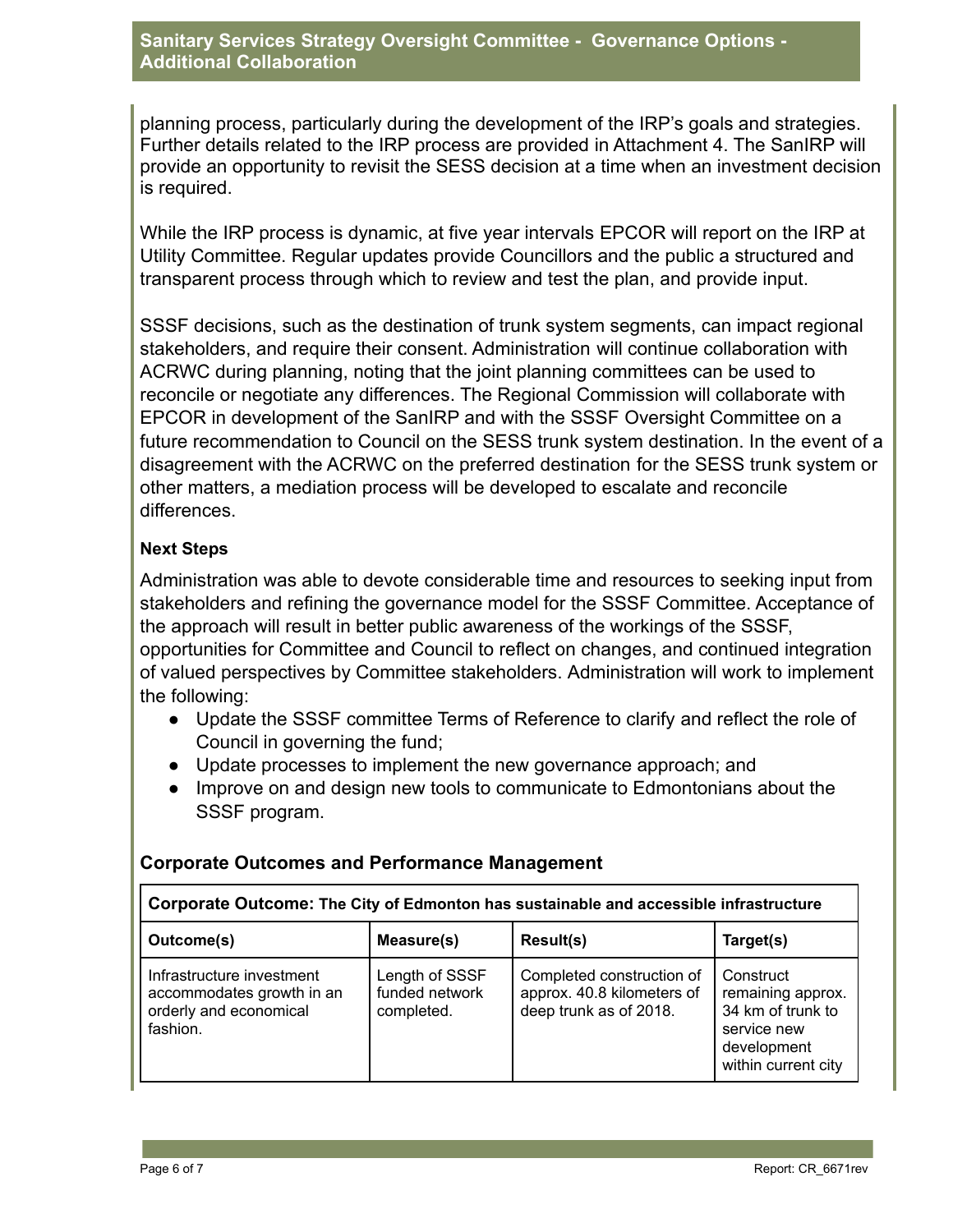planning process, particularly during the development of the IRP's goals and strategies. Further details related to the IRP process are provided in Attachment 4. The SanIRP will provide an opportunity to revisit the SESS decision at a time when an investment decision is required.

While the IRP process is dynamic, at five year intervals EPCOR will report on the IRP at Utility Committee. Regular updates provide Councillors and the public a structured and transparent process through which to review and test the plan, and provide input.

SSSF decisions, such as the destination of trunk system segments, can impact regional stakeholders, and require their consent. Administration will continue collaboration with ACRWC during planning, noting that the joint planning committees can be used to reconcile or negotiate any differences. The Regional Commission will collaborate with EPCOR in development of the SanIRP and with the SSSF Oversight Committee on a future recommendation to Council on the SESS trunk system destination. In the event of a disagreement with the ACRWC on the preferred destination for the SESS trunk system or other matters, a mediation process will be developed to escalate and reconcile differences.

**Next Steps**

Administration was able to devote considerable time and resources to seeking input from stakeholders and refining the governance model for the SSSF Committee. Acceptance of the approach will result in better public awareness of the workings of the SSSF, opportunities for Committee and Council to reflect on changes, and continued integration of valued perspectives by Committee stakeholders. Administration will work to implement the following:

- Update the SSSF committee Terms of Reference to clarify and reflect the role of Council in governing the fund;
- Update processes to implement the new governance approach; and
- Improve on and design new tools to communicate to Edmontonians about the SSSF program.

## Corporate Outcomes and Performance Management

| **Corporate Outcome: The City of Edmonton has sustainable and accessible infrastructure** | | | |
|---|---|---|---|
| **Outcome(s)** | **Measure(s)** | **Result(s)** | **Target(s)** |
| Infrastructure investment accommodates growth in an orderly and economical fashion. | Length of SSSF funded network completed. | Completed construction of approx. 40.8 kilometers of deep trunk as of 2018. | Construct remaining approx. 34 km of trunk to service new development within current city |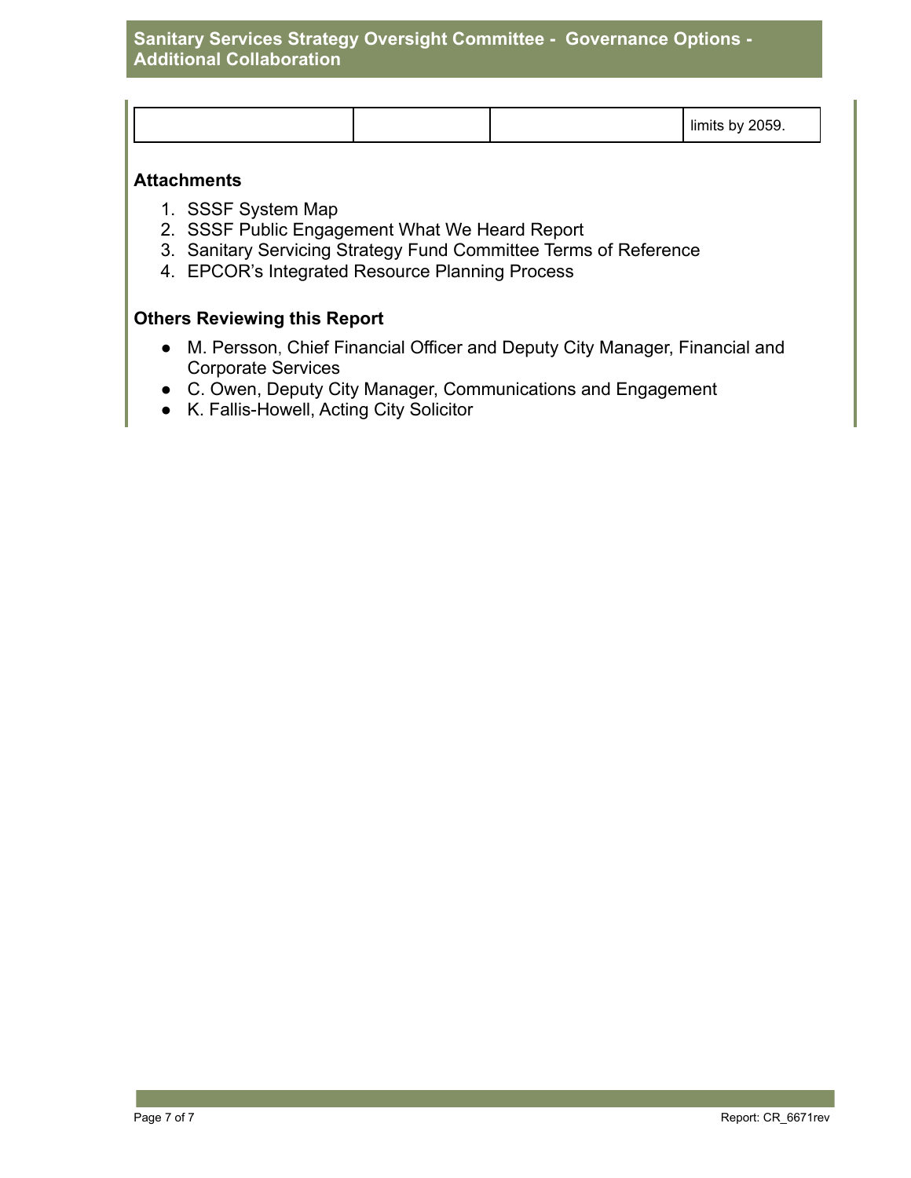| | | | |
|---|---|---|---|
| | | | limits by 2059. |

**Attachments**

1. SSSF System Map
2. SSSF Public Engagement What We Heard Report
3. Sanitary Servicing Strategy Fund Committee Terms of Reference
4. EPCOR's Integrated Resource Planning Process

**Others Reviewing this Report**

- M. Persson, Chief Financial Officer and Deputy City Manager, Financial and Corporate Services
- C. Owen, Deputy City Manager, Communications and Engagement
- K. Fallis-Howell, Acting City Solicitor